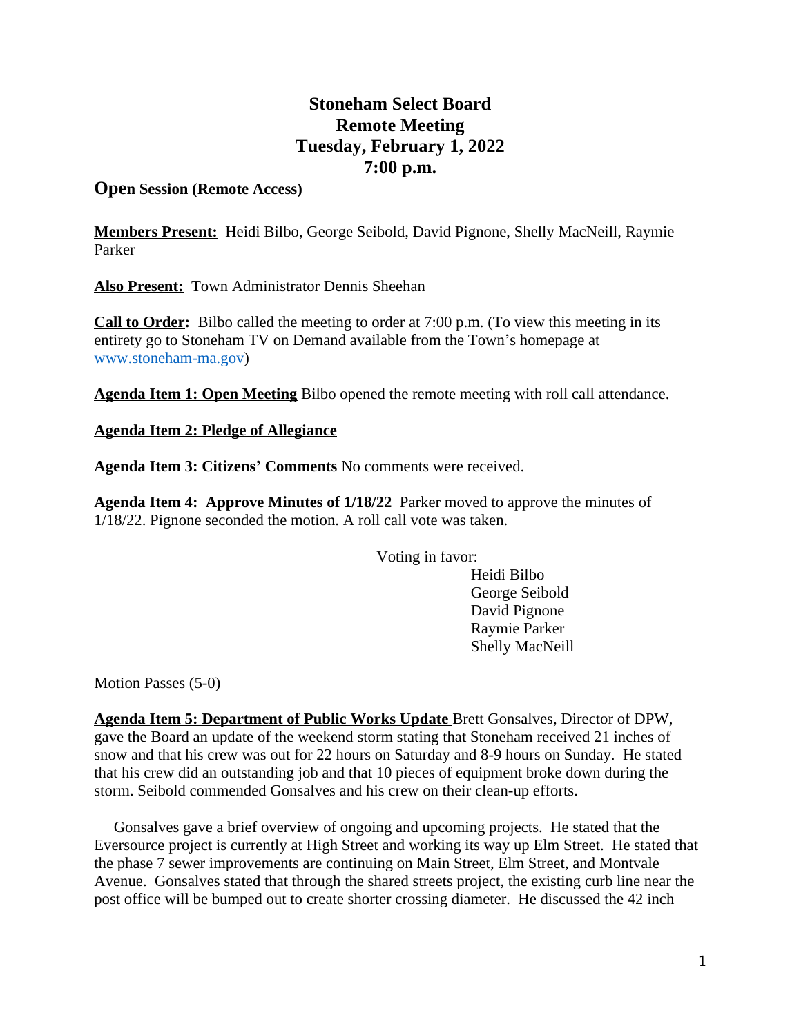# Stoneham Select Board
# Remote Meeting
# Tuesday, February 1, 2022
# 7:00 p.m.

**Open Session (Remote Access)**

**Members Present:** Heidi Bilbo, George Seibold, David Pignone, Shelly MacNeill, Raymie Parker

**Also Present:** Town Administrator Dennis Sheehan

**Call to Order:** Bilbo called the meeting to order at 7:00 p.m. (To view this meeting in its entirety go to Stoneham TV on Demand available from the Town's homepage at www.stoneham-ma.gov)

**Agenda Item 1: Open Meeting** Bilbo opened the remote meeting with roll call attendance.

**Agenda Item 2: Pledge of Allegiance**

**Agenda Item 3: Citizens' Comments** No comments were received.

**Agenda Item 4: Approve Minutes of 1/18/22** Parker moved to approve the minutes of 1/18/22. Pignone seconded the motion. A roll call vote was taken.

Voting in favor:
- Heidi Bilbo
- George Seibold
- David Pignone
- Raymie Parker
- Shelly MacNeill

Motion Passes (5-0)

**Agenda Item 5: Department of Public Works Update** Brett Gonsalves, Director of DPW, gave the Board an update of the weekend storm stating that Stoneham received 21 inches of snow and that his crew was out for 22 hours on Saturday and 8-9 hours on Sunday. He stated that his crew did an outstanding job and that 10 pieces of equipment broke down during the storm. Seibold commended Gonsalves and his crew on their clean-up efforts.

Gonsalves gave a brief overview of ongoing and upcoming projects. He stated that the Eversource project is currently at High Street and working its way up Elm Street. He stated that the phase 7 sewer improvements are continuing on Main Street, Elm Street, and Montvale Avenue. Gonsalves stated that through the shared streets project, the existing curb line near the post office will be bumped out to create shorter crossing diameter. He discussed the 42 inch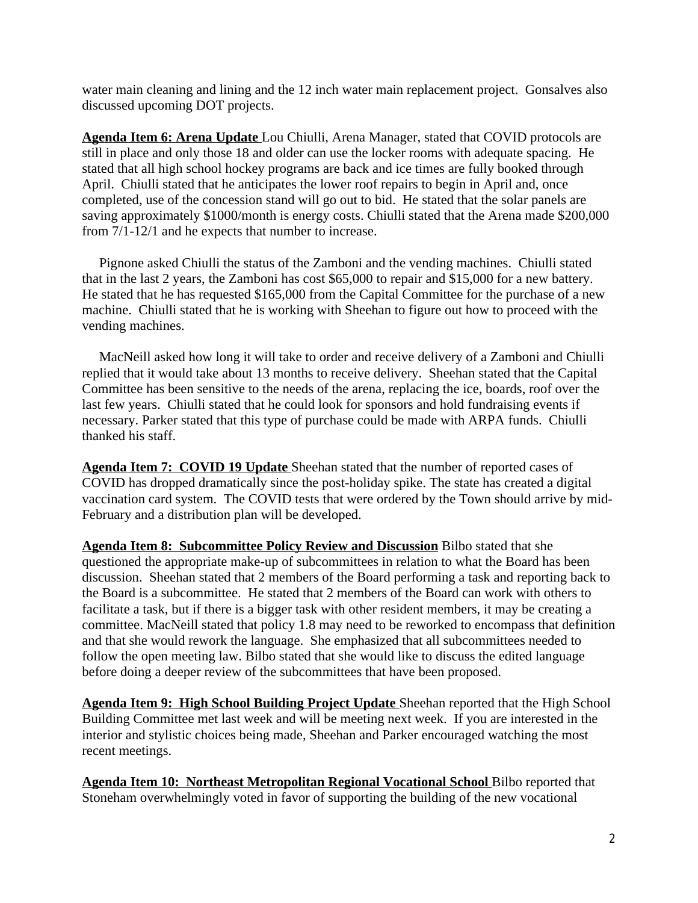water main cleaning and lining and the 12 inch water main replacement project. Gonsalves also discussed upcoming DOT projects.

**Agenda Item 6: Arena Update** Lou Chiulli, Arena Manager, stated that COVID protocols are still in place and only those 18 and older can use the locker rooms with adequate spacing. He stated that all high school hockey programs are back and ice times are fully booked through April. Chiulli stated that he anticipates the lower roof repairs to begin in April and, once completed, use of the concession stand will go out to bid. He stated that the solar panels are saving approximately $1000/month is energy costs. Chiulli stated that the Arena made $200,000 from 7/1-12/1 and he expects that number to increase.

Pignone asked Chiulli the status of the Zamboni and the vending machines. Chiulli stated that in the last 2 years, the Zamboni has cost $65,000 to repair and $15,000 for a new battery. He stated that he has requested $165,000 from the Capital Committee for the purchase of a new machine. Chiulli stated that he is working with Sheehan to figure out how to proceed with the vending machines.

MacNeill asked how long it will take to order and receive delivery of a Zamboni and Chiulli replied that it would take about 13 months to receive delivery. Sheehan stated that the Capital Committee has been sensitive to the needs of the arena, replacing the ice, boards, roof over the last few years. Chiulli stated that he could look for sponsors and hold fundraising events if necessary. Parker stated that this type of purchase could be made with ARPA funds. Chiulli thanked his staff.

**Agenda Item 7: COVID 19 Update** Sheehan stated that the number of reported cases of COVID has dropped dramatically since the post-holiday spike. The state has created a digital vaccination card system. The COVID tests that were ordered by the Town should arrive by mid-February and a distribution plan will be developed.

**Agenda Item 8: Subcommittee Policy Review and Discussion** Bilbo stated that she questioned the appropriate make-up of subcommittees in relation to what the Board has been discussion. Sheehan stated that 2 members of the Board performing a task and reporting back to the Board is a subcommittee. He stated that 2 members of the Board can work with others to facilitate a task, but if there is a bigger task with other resident members, it may be creating a committee. MacNeill stated that policy 1.8 may need to be reworked to encompass that definition and that she would rework the language. She emphasized that all subcommittees needed to follow the open meeting law. Bilbo stated that she would like to discuss the edited language before doing a deeper review of the subcommittees that have been proposed.

**Agenda Item 9: High School Building Project Update** Sheehan reported that the High School Building Committee met last week and will be meeting next week. If you are interested in the interior and stylistic choices being made, Sheehan and Parker encouraged watching the most recent meetings.

**Agenda Item 10: Northeast Metropolitan Regional Vocational School** Bilbo reported that Stoneham overwhelmingly voted in favor of supporting the building of the new vocational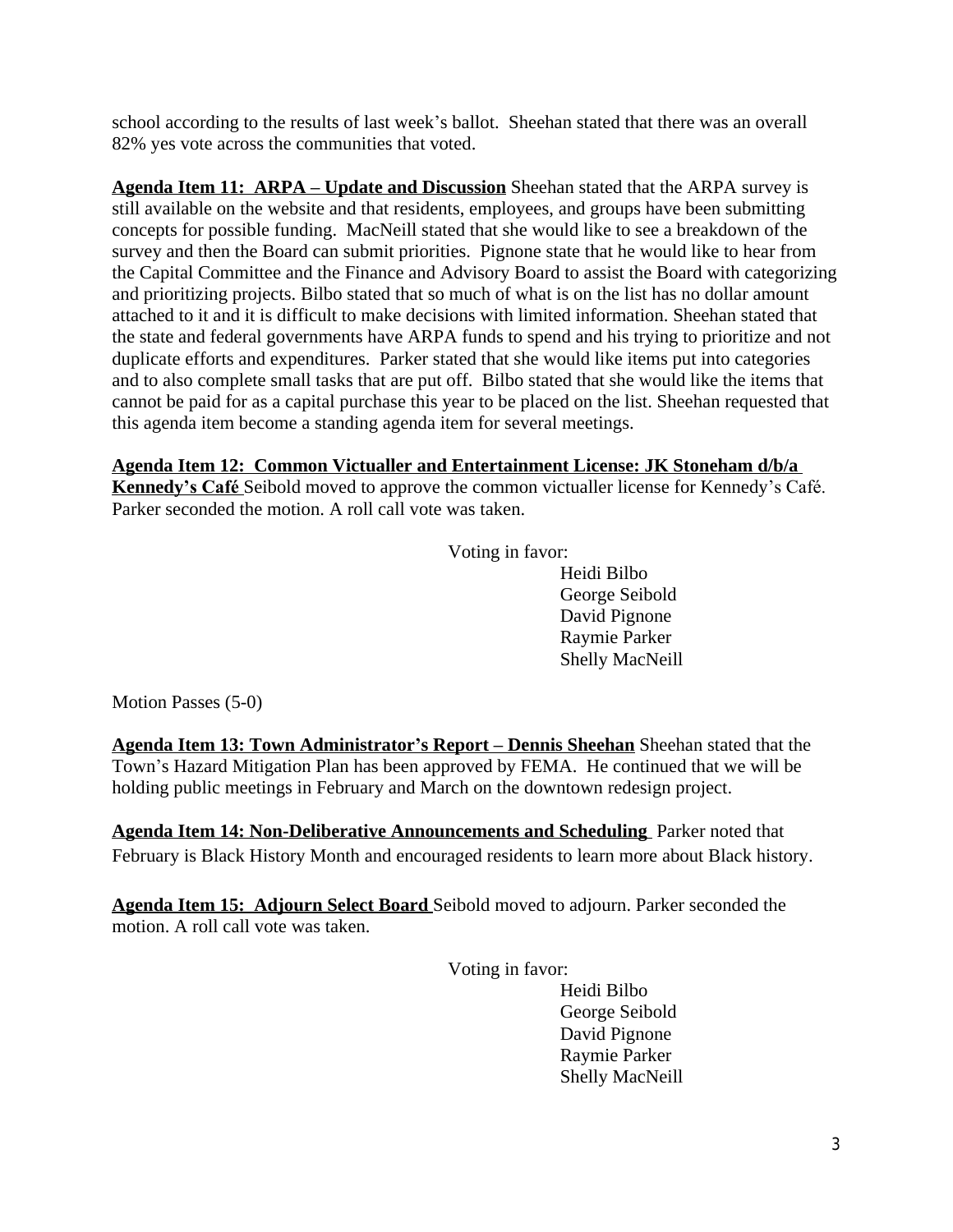school according to the results of last week's ballot.  Sheehan stated that there was an overall 82% yes vote across the communities that voted.

**Agenda Item 11:  ARPA – Update and Discussion** Sheehan stated that the ARPA survey is still available on the website and that residents, employees, and groups have been submitting concepts for possible funding.  MacNeill stated that she would like to see a breakdown of the survey and then the Board can submit priorities.  Pignone state that he would like to hear from the Capital Committee and the Finance and Advisory Board to assist the Board with categorizing and prioritizing projects. Bilbo stated that so much of what is on the list has no dollar amount attached to it and it is difficult to make decisions with limited information. Sheehan stated that the state and federal governments have ARPA funds to spend and his trying to prioritize and not duplicate efforts and expenditures.  Parker stated that she would like items put into categories and to also complete small tasks that are put off.  Bilbo stated that she would like the items that cannot be paid for as a capital purchase this year to be placed on the list. Sheehan requested that this agenda item become a standing agenda item for several meetings.

**Agenda Item 12:  Common Victualler and Entertainment License: JK Stoneham d/b/a Kennedy's Café** Seibold moved to approve the common victualler license for Kennedy's Café. Parker seconded the motion. A roll call vote was taken.

Voting in favor:
- Heidi Bilbo
- George Seibold
- David Pignone
- Raymie Parker
- Shelly MacNeill

Motion Passes (5-0)

**Agenda Item 13: Town Administrator's Report – Dennis Sheehan** Sheehan stated that the Town's Hazard Mitigation Plan has been approved by FEMA.  He continued that we will be holding public meetings in February and March on the downtown redesign project.

**Agenda Item 14: Non-Deliberative Announcements and Scheduling** Parker noted that February is Black History Month and encouraged residents to learn more about Black history.

**Agenda Item 15:  Adjourn Select Board** Seibold moved to adjourn. Parker seconded the motion. A roll call vote was taken.

Voting in favor:
- Heidi Bilbo
- George Seibold
- David Pignone
- Raymie Parker
- Shelly MacNeill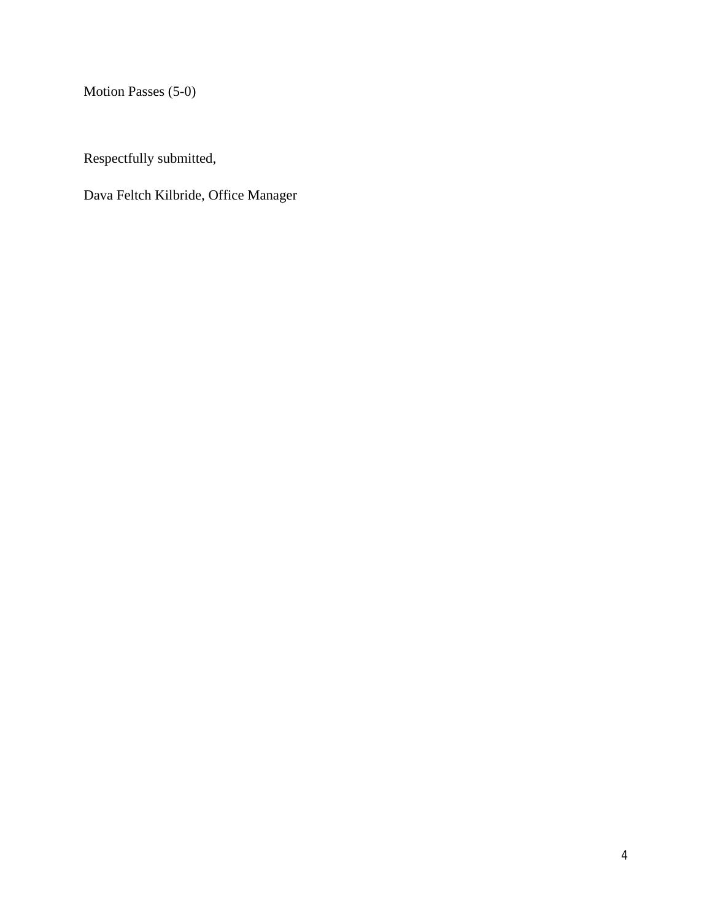Motion Passes (5-0)

Respectfully submitted,

Dava Feltch Kilbride, Office Manager